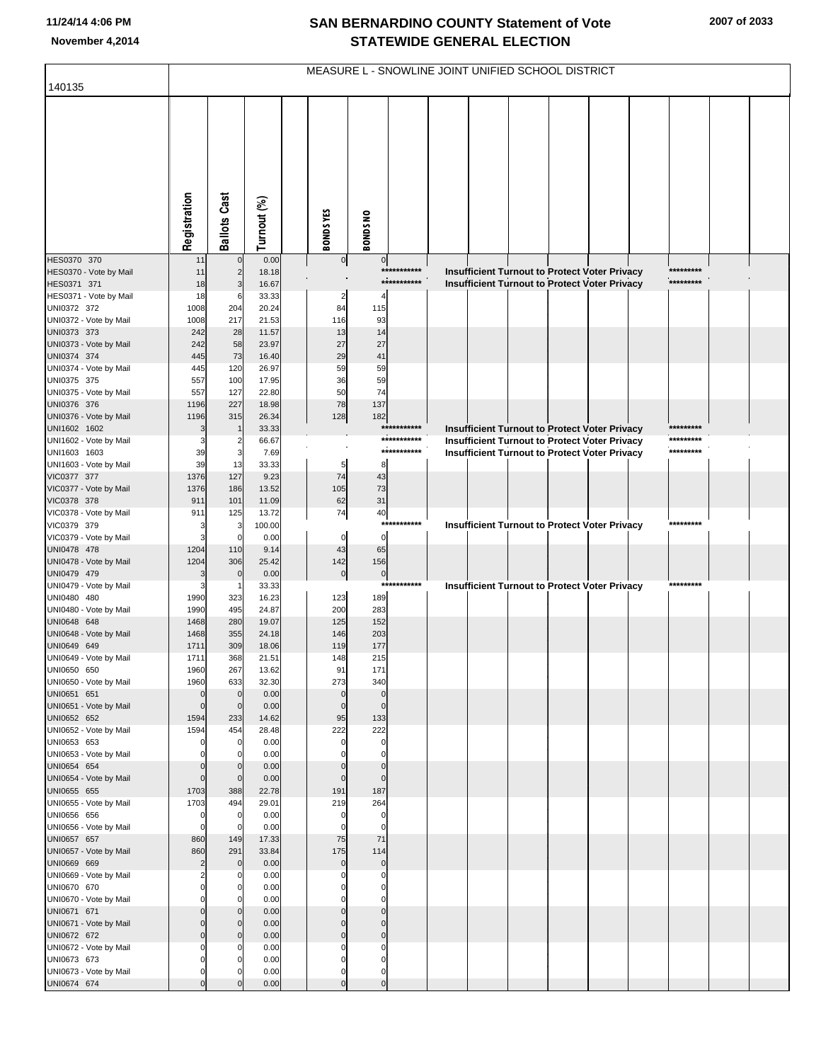# SAN BERNARDINO COUNTY Statement of Vote
## STATEWIDE GENERAL ELECTION

November 4,2014

### MEASURE L - SNOWLINE JOINT UNIFIED SCHOOL DISTRICT

140135

| | Registration | Ballots Cast | Turnout (%) | | BONDS YES | BONDS NO | | | | | | | | | | |
|---|---|---|---|---|---|---|---|---|---|---|---|---|---|---|---|---|
| HES0370 370 | 11 | 0 | 0.00 | | 0 | 0 | | | | | | | | | | |
| HES0370 - Vote by Mail | 11 | 2 | 18.18 | | | | *********** | Insufficient Turnout to Protect Voter Privacy | | | | | | ********* | | |
| HES0371 371 | 18 | 3 | 16.67 | | | | *********** | Insufficient Turnout to Protect Voter Privacy | | | | | | ********* | | |
| HES0371 - Vote by Mail | 18 | 6 | 33.33 | | 2 | 4 | | | | | | | | | | |
| UNI0372 372 | 1008 | 204 | 20.24 | | 84 | 115 | | | | | | | | | | |
| UNI0372 - Vote by Mail | 1008 | 217 | 21.53 | | 116 | 93 | | | | | | | | | | |
| UNI0373 373 | 242 | 28 | 11.57 | | 13 | 14 | | | | | | | | | | |
| UNI0373 - Vote by Mail | 242 | 58 | 23.97 | | 27 | 27 | | | | | | | | | | |
| UNI0374 374 | 445 | 73 | 16.40 | | 29 | 41 | | | | | | | | | | |
| UNI0374 - Vote by Mail | 445 | 120 | 26.97 | | 59 | 59 | | | | | | | | | | |
| UNI0375 375 | 557 | 100 | 17.95 | | 36 | 59 | | | | | | | | | | |
| UNI0375 - Vote by Mail | 557 | 127 | 22.80 | | 50 | 74 | | | | | | | | | | |
| UNI0376 376 | 1196 | 227 | 18.98 | | 78 | 137 | | | | | | | | | | |
| UNI0376 - Vote by Mail | 1196 | 315 | 26.34 | | 128 | 182 | | | | | | | | | | |
| UNI1602 1602 | 3 | 1 | 33.33 | | | | *********** | Insufficient Turnout to Protect Voter Privacy | | | | | | ********* | | |
| UNI1602 - Vote by Mail | 3 | 2 | 66.67 | | | | *********** | Insufficient Turnout to Protect Voter Privacy | | | | | | ********* | | |
| UNI1603 1603 | 39 | 3 | 7.69 | | | | *********** | Insufficient Turnout to Protect Voter Privacy | | | | | | ********* | | |
| UNI1603 - Vote by Mail | 39 | 13 | 33.33 | | 5 | 8 | | | | | | | | | | |
| VIC0377 377 | 1376 | 127 | 9.23 | | 74 | 43 | | | | | | | | | | |
| VIC0377 - Vote by Mail | 1376 | 186 | 13.52 | | 105 | 73 | | | | | | | | | | |
| VIC0378 378 | 911 | 101 | 11.09 | | 62 | 31 | | | | | | | | | | |
| VIC0378 - Vote by Mail | 911 | 125 | 13.72 | | 74 | 40 | | | | | | | | | | |
| VIC0379 379 | 3 | 3 | 100.00 | | | | *********** | Insufficient Turnout to Protect Voter Privacy | | | | | | ********* | | |
| VIC0379 - Vote by Mail | 3 | 0 | 0.00 | | 0 | 0 | | | | | | | | | | |
| UNI0478 478 | 1204 | 110 | 9.14 | | 43 | 65 | | | | | | | | | | |
| UNI0478 - Vote by Mail | 1204 | 306 | 25.42 | | 142 | 156 | | | | | | | | | | |
| UNI0479 479 | 3 | 0 | 0.00 | | 0 | 0 | | | | | | | | | | |
| UNI0479 - Vote by Mail | 3 | 1 | 33.33 | | | | *********** | Insufficient Turnout to Protect Voter Privacy | | | | | | ********* | | |
| UNI0480 480 | 1990 | 323 | 16.23 | | 123 | 189 | | | | | | | | | | |
| UNI0480 - Vote by Mail | 1990 | 495 | 24.87 | | 200 | 283 | | | | | | | | | | |
| UNI0648 648 | 1468 | 280 | 19.07 | | 125 | 152 | | | | | | | | | | |
| UNI0648 - Vote by Mail | 1468 | 355 | 24.18 | | 146 | 203 | | | | | | | | | | |
| UNI0649 649 | 1711 | 309 | 18.06 | | 119 | 177 | | | | | | | | | | |
| UNI0649 - Vote by Mail | 1711 | 368 | 21.51 | | 148 | 215 | | | | | | | | | | |
| UNI0650 650 | 1960 | 267 | 13.62 | | 91 | 171 | | | | | | | | | | |
| UNI0650 - Vote by Mail | 1960 | 633 | 32.30 | | 273 | 340 | | | | | | | | | | |
| UNI0651 651 | 0 | 0 | 0.00 | | 0 | 0 | | | | | | | | | | |
| UNI0651 - Vote by Mail | 0 | 0 | 0.00 | | 0 | 0 | | | | | | | | | | |
| UNI0652 652 | 1594 | 233 | 14.62 | | 95 | 133 | | | | | | | | | | |
| UNI0652 - Vote by Mail | 1594 | 454 | 28.48 | | 222 | 222 | | | | | | | | | | |
| UNI0653 653 | 0 | 0 | 0.00 | | 0 | 0 | | | | | | | | | | |
| UNI0653 - Vote by Mail | 0 | 0 | 0.00 | | 0 | 0 | | | | | | | | | | |
| UNI0654 654 | 0 | 0 | 0.00 | | 0 | 0 | | | | | | | | | | |
| UNI0654 - Vote by Mail | 0 | 0 | 0.00 | | 0 | 0 | | | | | | | | | | |
| UNI0655 655 | 1703 | 388 | 22.78 | | 191 | 187 | | | | | | | | | | |
| UNI0655 - Vote by Mail | 1703 | 494 | 29.01 | | 219 | 264 | | | | | | | | | | |
| UNI0656 656 | 0 | 0 | 0.00 | | 0 | 0 | | | | | | | | | | |
| UNI0656 - Vote by Mail | 0 | 0 | 0.00 | | 0 | 0 | | | | | | | | | | |
| UNI0657 657 | 860 | 149 | 17.33 | | 75 | 71 | | | | | | | | | | |
| UNI0657 - Vote by Mail | 860 | 291 | 33.84 | | 175 | 114 | | | | | | | | | | |
| UNI0669 669 | 2 | 0 | 0.00 | | 0 | 0 | | | | | | | | | | |
| UNI0669 - Vote by Mail | 2 | 0 | 0.00 | | 0 | 0 | | | | | | | | | | |
| UNI0670 670 | 0 | 0 | 0.00 | | 0 | 0 | | | | | | | | | | |
| UNI0670 - Vote by Mail | 0 | 0 | 0.00 | | 0 | 0 | | | | | | | | | | |
| UNI0671 671 | 0 | 0 | 0.00 | | 0 | 0 | | | | | | | | | | |
| UNI0671 - Vote by Mail | 0 | 0 | 0.00 | | 0 | 0 | | | | | | | | | | |
| UNI0672 672 | 0 | 0 | 0.00 | | 0 | 0 | | | | | | | | | | |
| UNI0672 - Vote by Mail | 0 | 0 | 0.00 | | 0 | 0 | | | | | | | | | | |
| UNI0673 673 | 0 | 0 | 0.00 | | 0 | 0 | | | | | | | | | | |
| UNI0673 - Vote by Mail | 0 | 0 | 0.00 | | 0 | 0 | | | | | | | | | | |
| UNI0674 674 | 0 | 0 | 0.00 | | 0 | 0 | | | | | | | | | | |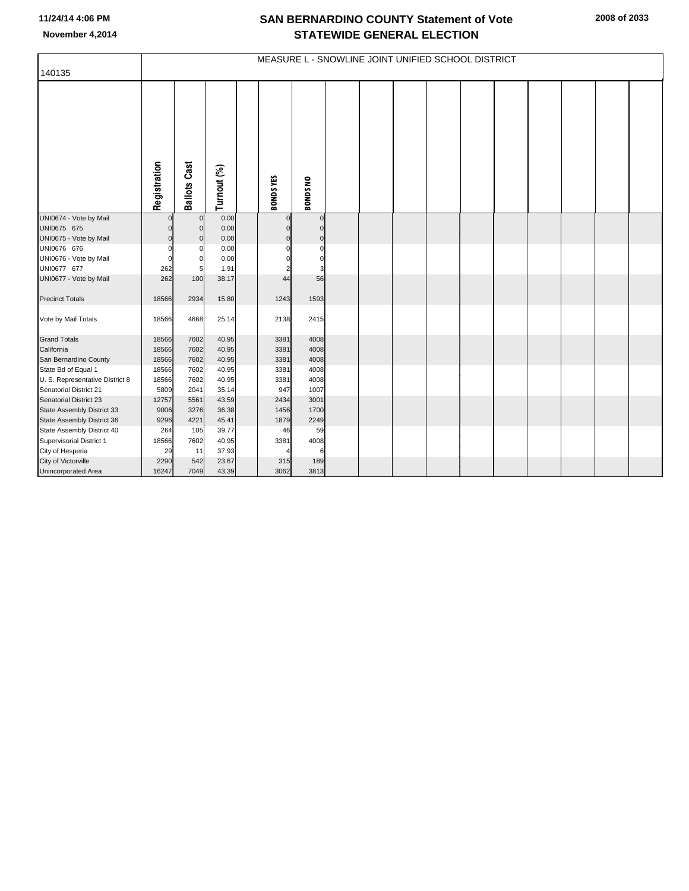# MEASURE L - SNOWLINE JOINT UNIFIED SCHOOL DISTRICT

140135

| | Registration | Ballots Cast | Turnout (%) | | BONDS YES | BONDS NO |
|---|---|---|---|---|---|---|
| UNI0674 - Vote by Mail | 0 | 0 | 0.00 | | 0 | 0 |
| UNI0675 675 | 0 | 0 | 0.00 | | 0 | 0 |
| UNI0675 - Vote by Mail | 0 | 0 | 0.00 | | 0 | 0 |
| UNI0676 676 | 0 | 0 | 0.00 | | 0 | 0 |
| UNI0676 - Vote by Mail | 0 | 0 | 0.00 | | 0 | 0 |
| UNI0677 677 | 262 | 5 | 1.91 | | 2 | 3 |
| UNI0677 - Vote by Mail | 262 | 100 | 38.17 | | 44 | 56 |
| Precinct Totals | 18566 | 2934 | 15.80 | | 1243 | 1593 |
| Vote by Mail Totals | 18566 | 4668 | 25.14 | | 2138 | 2415 |
| Grand Totals | 18566 | 7602 | 40.95 | | 3381 | 4008 |
| California | 18566 | 7602 | 40.95 | | 3381 | 4008 |
| San Bernardino County | 18566 | 7602 | 40.95 | | 3381 | 4008 |
| State Bd of Equal 1 | 18566 | 7602 | 40.95 | | 3381 | 4008 |
| U. S. Representative District 8 | 18566 | 7602 | 40.95 | | 3381 | 4008 |
| Senatorial District 21 | 5809 | 2041 | 35.14 | | 947 | 1007 |
| Senatorial District 23 | 12757 | 5561 | 43.59 | | 2434 | 3001 |
| State Assembly District 33 | 9006 | 3276 | 36.38 | | 1456 | 1700 |
| State Assembly District 36 | 9296 | 4221 | 45.41 | | 1879 | 2249 |
| State Assembly District 40 | 264 | 105 | 39.77 | | 46 | 59 |
| Supervisorial District 1 | 18566 | 7602 | 40.95 | | 3381 | 4008 |
| City of Hesperia | 29 | 11 | 37.93 | | 4 | 6 |
| City of Victorville | 2290 | 542 | 23.67 | | 315 | 189 |
| Unincorporated Area | 16247 | 7049 | 43.39 | | 3062 | 3813 |